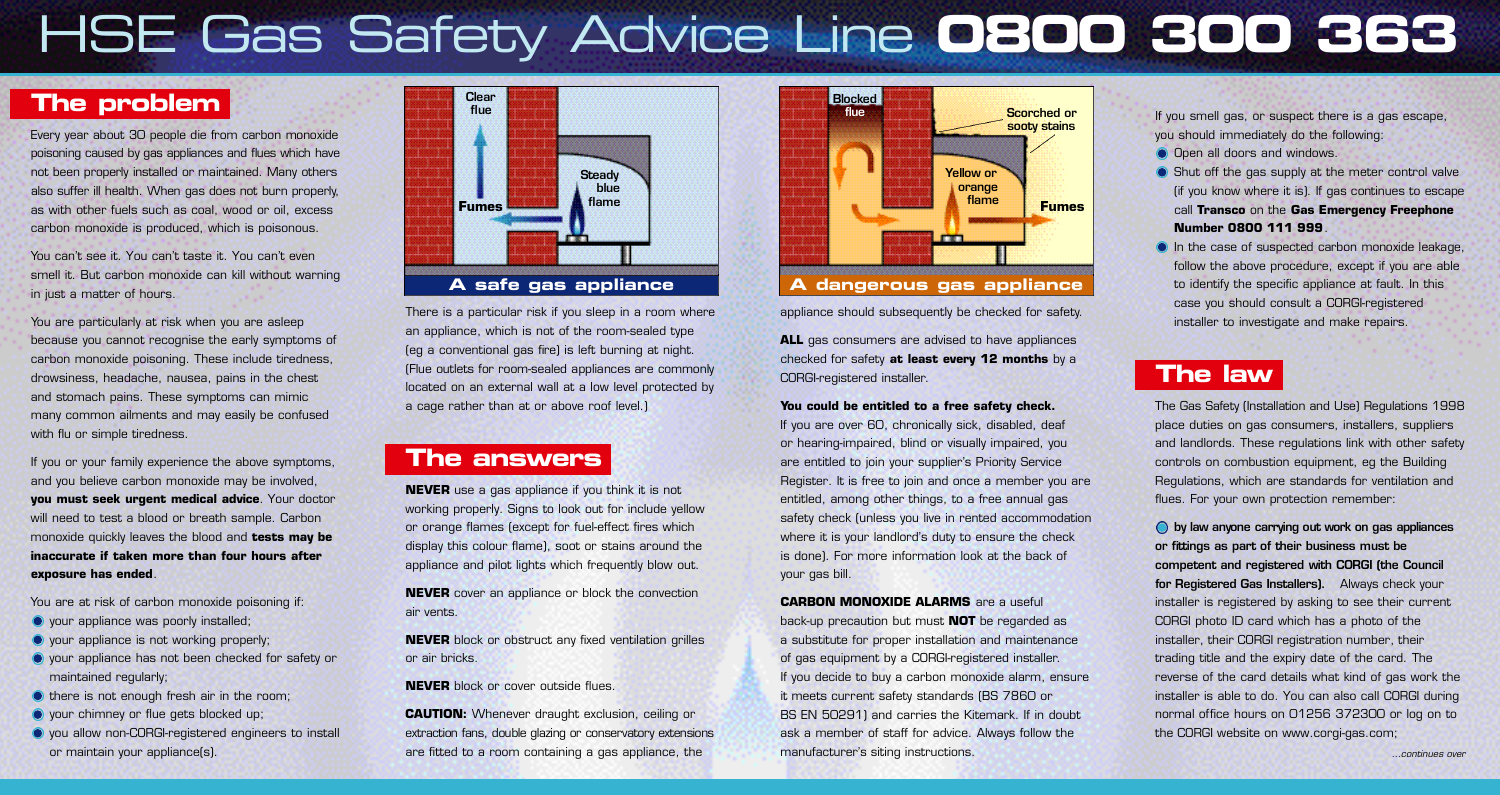# HSE Gas Safety Advice Line **0800 300 363**

## The problem

Every year about 30 people die from carbon monoxide poisoning caused by gas appliances and flues which have not been properly installed or maintained. Many others also suffer ill health. When gas does not burn properly, as with other fuels such as coal, wood or oil, excess carbon monoxide is produced, which is poisonous.

You can't see it. You can't taste it. You can't even smell it. But carbon monoxide can kill without warning in just a matter of hours.

You are particularly at risk when you are asleep because you cannot recognise the early symptoms of carbon monoxide poisoning. These include tiredness, drowsiness, headache, nausea, pains in the chest and stomach pains. These symptoms can mimic many common ailments and may easily be confused with flu or simple tiredness.

If you or your family experience the above symptoms, and you believe carbon monoxide may be involved, **you must seek urgent medical advice**. Your doctor will need to test a blood or breath sample. Carbon monoxide quickly leaves the blood and **tests may be inaccurate if taken more than four hours after exposure has ended**.

You are at risk of carbon monoxide poisoning if:

- your appliance was poorly installed;
- your appliance is not working properly;
- your appliance has not been checked for safety or maintained regularly;
- there is not enough fresh air in the room;
- your chimney or flue gets blocked up;
- you allow non-CORGI-registered engineers to install or maintain your appliance(s).

Clear flue — Steady blue flame — Fumes

**A safe gas appliance**

There is a particular risk if you sleep in a room where an appliance, which is not of the room-sealed type (eg a conventional gas fire) is left burning at night. (Flue outlets for room-sealed appliances are commonly located on an external wall at a low level protected by a cage rather than at or above roof level.)

## The answers

**NEVER** use a gas appliance if you think it is not working properly. Signs to look out for include yellow or orange flames (except for fuel-effect fires which display this colour flame), soot or stains around the appliance and pilot lights which frequently blow out.

**NEVER** cover an appliance or block the convection air vents.

**NEVER** block or obstruct any fixed ventilation grilles or air bricks.

**NEVER** block or cover outside flues.

**CAUTION:** Whenever draught exclusion, ceiling or extraction fans, double glazing or conservatory extensions are fitted to a room containing a gas appliance, the appliance should subsequently be checked for safety.

Blocked flue — Scorched or sooty stains — Yellow or orange flame — Fumes

**A dangerous gas appliance**

**ALL** gas consumers are advised to have appliances checked for safety **at least every 12 months** by a CORGI-registered installer.

**You could be entitled to a free safety check.** If you are over 60, chronically sick, disabled, deaf or hearing-impaired, blind or visually impaired, you are entitled to join your supplier's Priority Service Register. It is free to join and once a member you are entitled, among other things, to a free annual gas safety check (unless you live in rented accommodation where it is your landlord's duty to ensure the check is done). For more information look at the back of your gas bill.

**CARBON MONOXIDE ALARMS** are a useful back-up precaution but must **NOT** be regarded as a substitute for proper installation and maintenance of gas equipment by a CORGI-registered installer. If you decide to buy a carbon monoxide alarm, ensure it meets current safety standards (BS 7860 or BS EN 50291) and carries the Kitemark. If in doubt ask a member of staff for advice. Always follow the manufacturer's siting instructions.

If you smell gas, or suspect there is a gas escape, you should immediately do the following:

- Open all doors and windows.
- Shut off the gas supply at the meter control valve (if you know where it is). If gas continues to escape call **Transco** on the **Gas Emergency Freephone Number 0800 111 999**.
- In the case of suspected carbon monoxide leakage, follow the above procedure, except if you are able to identify the specific appliance at fault. In this case you should consult a CORGI-registered installer to investigate and make repairs.

## The law

The Gas Safety (Installation and Use) Regulations 1998 place duties on gas consumers, installers, suppliers and landlords. These regulations link with other safety controls on combustion equipment, eg the Building Regulations, which are standards for ventilation and flues. For your own protection remember:

- **by law anyone carrying out work on gas appliances or fittings as part of their business must be competent and registered with CORGI (the Council for Registered Gas Installers).** Always check your installer is registered by asking to see their current CORGI photo ID card which has a photo of the installer, their CORGI registration number, their trading title and the expiry date of the card. The reverse of the card details what kind of gas work the installer is able to do. You can also call CORGI during normal office hours on 01256 372300 or log on to the CORGI website on www.corgi-gas.com;

*...continues over*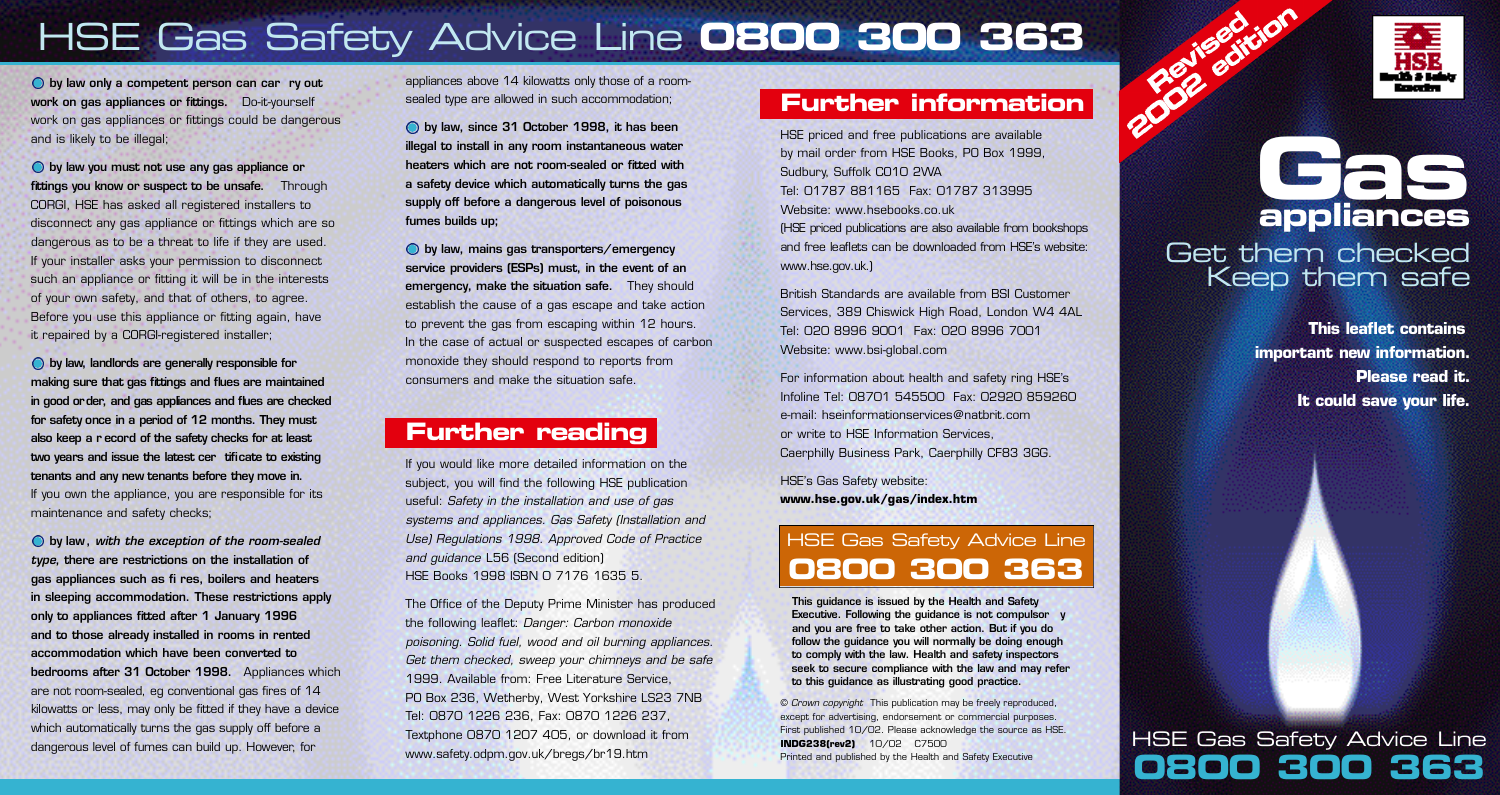# HSE Gas Safety Advice Line 0800 300 363

- **by law only a competent person can carry out work on gas appliances or fittings.** Do-it-yourself work on gas appliances or fittings could be dangerous and is likely to be illegal;

- **by law you must not use any gas appliance or fittings you know or suspect to be unsafe.** Through CORGI, HSE has asked all registered installers to disconnect any gas appliance or fittings which are so dangerous as to be a threat to life if they are used. If your installer asks your permission to disconnect such an appliance or fitting it will be in the interests of your own safety, and that of others, to agree. Before you use this appliance or fitting again, have it repaired by a CORGI-registered installer;

- **by law, landlords are generally responsible for making sure that gas fittings and flues are maintained in good order, and gas appliances and flues are checked for safety once in a period of 12 months. They must also keep a record of the safety checks for at least two years and issue the latest certificate to existing tenants and any new tenants before they move in.** If you own the appliance, you are responsible for its maintenance and safety checks;

- **by law, *with the exception of the room-sealed type*, there are restrictions on the installation of gas appliances such as fires, boilers and heaters in sleeping accommodation. These restrictions apply only to appliances fitted after 1 January 1996 and to those already installed in rooms in rented accommodation which have been converted to bedrooms after 31 October 1998.** Appliances which are not room-sealed, eg conventional gas fires of 14 kilowatts or less, may only be fitted if they have a device which automatically turns the gas supply off before a dangerous level of fumes can build up. However, for appliances above 14 kilowatts only those of a room-sealed type are allowed in such accommodation;

- **by law, since 31 October 1998, it has been illegal to install in any room instantaneous water heaters which are not room-sealed or fitted with a safety device which automatically turns the gas supply off before a dangerous level of poisonous fumes builds up;**

- **by law, mains gas transporters/emergency service providers (ESPs) must, in the event of an emergency, make the situation safe.** They should establish the cause of a gas escape and take action to prevent the gas from escaping within 12 hours. In the case of actual or suspected escapes of carbon monoxide they should respond to reports from consumers and make the situation safe.

## Further reading

If you would like more detailed information on the subject, you will find the following HSE publication useful: *Safety in the installation and use of gas systems and appliances. Gas Safety (Installation and Use) Regulations 1998. Approved Code of Practice and guidance* L56 (Second edition) HSE Books 1998 ISBN 0 7176 1635 5.

The Office of the Deputy Prime Minister has produced the following leaflet: *Danger: Carbon monoxide poisoning. Solid fuel, wood and oil burning appliances. Get them checked, sweep your chimneys and be safe* 1999. Available from: Free Literature Service, PO Box 236, Wetherby, West Yorkshire LS23 7NB Tel: 0870 1226 236, Fax: 0870 1226 237, Textphone 0870 1207 405, or download it from www.safety.odpm.gov.uk/bregs/br19.htm

## Further information

HSE priced and free publications are available by mail order from HSE Books, PO Box 1999, Sudbury, Suffolk CO10 2WA
Tel: 01787 881165 Fax: 01787 313995
Website: www.hsebooks.co.uk
(HSE priced publications are also available from bookshops and free leaflets can be downloaded from HSE's website: www.hse.gov.uk.)

British Standards are available from BSI Customer Services, 389 Chiswick High Road, London W4 4AL
Tel: 020 8996 9001 Fax: 020 8996 7001
Website: www.bsi-global.com

For information about health and safety ring HSE's Infoline Tel: 08701 545500 Fax: 02920 859260
e-mail: hseinformationservices@natbrit.com
or write to HSE Information Services, Caerphilly Business Park, Caerphilly CF83 3GG.

HSE's Gas Safety website:
**www.hse.gov.uk/gas/index.htm**

**HSE Gas Safety Advice Line 0800 300 363**

**This guidance is issued by the Health and Safety Executive. Following the guidance is not compulsory and you are free to take other action. But if you do follow the guidance you will normally be doing enough to comply with the law. Health and safety inspectors seek to secure compliance with the law and may refer to this guidance as illustrating good practice.**

© *Crown copyright* This publication may be freely reproduced, except for advertising, endorsement or commercial purposes. First published 10/02. Please acknowledge the source as HSE.
**INDG238(rev2)** 10/02 C750
Printed and published by the Health and Safety Executive

Revised 2002 edition

# Gas appliances

## Get them checked Keep them safe

**This leaflet contains important new information. Please read it. It could save your life.**

**HSE Gas Safety Advice Line 0800 300 363**